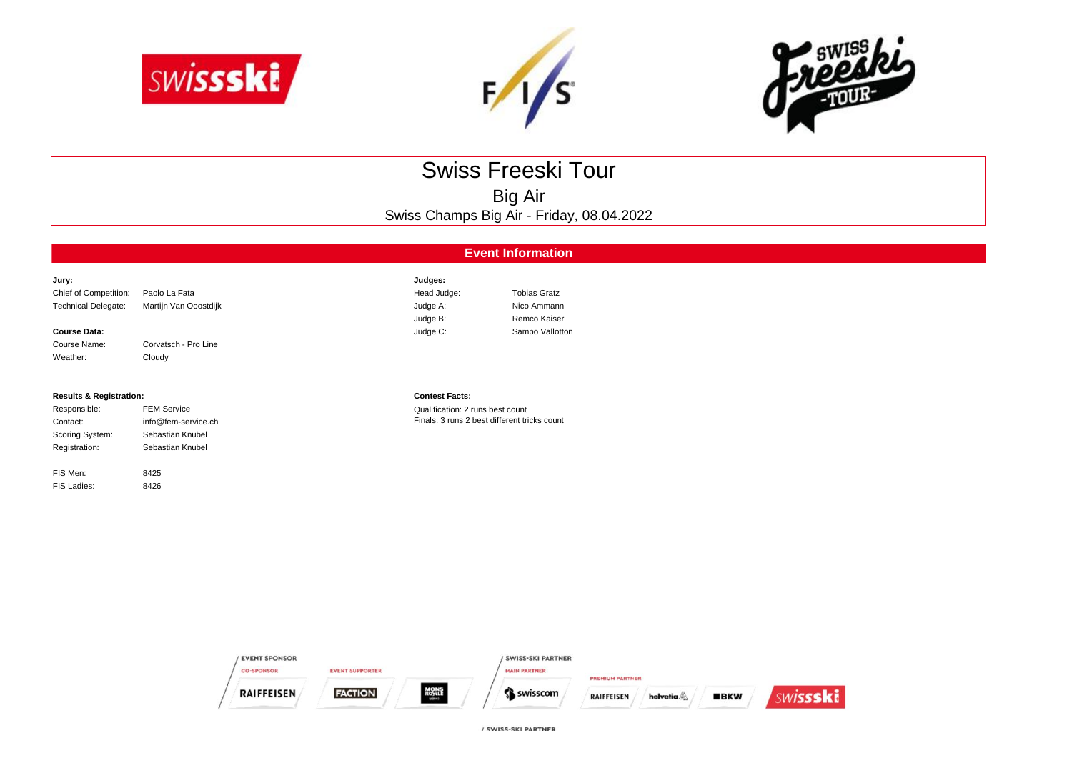# Swiss Freeski Tour

## Big Air

Swiss Champs Big Air - Friday, 08.04.2022

## Event Information

**Jury:**

| | |
|---|---|
| Chief of Competition: | Paolo La Fata |
| Technical Delegate: | Martijn Van Ooostdijk |

**Course Data:**

| | |
|---|---|
| Course Name: | Corvatsch - Pro Line |
| Weather: | Cloudy |

**Judges:**

| | |
|---|---|
| Head Judge: | Tobias Gratz |
| Judge A: | Nico Ammann |
| Judge B: | Remco Kaiser |
| Judge C: | Sampo Vallotton |

**Results & Registration:**

| | |
|---|---|
| Responsible: | FEM Service |
| Contact: | info@fem-service.ch |
| Scoring System: | Sebastian Knubel |
| Registration: | Sebastian Knubel |
| | |
| FIS Men: | 8425 |
| FIS Ladies: | 8426 |

**Contest Facts:**

Qualification: 2 runs best count
Finals: 3 runs 2 best different tricks count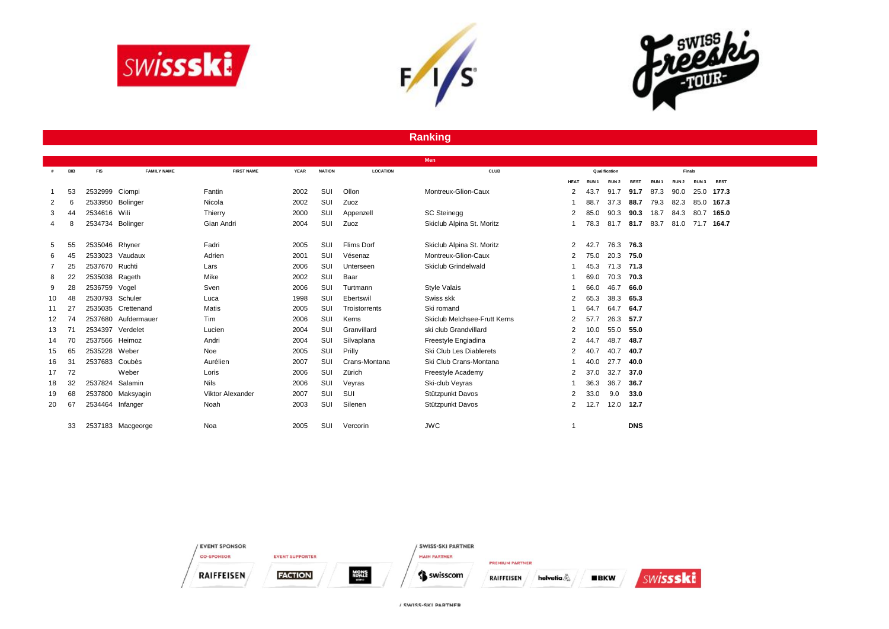## Ranking

| # | BIB | FIS | FAMILY NAME | FIRST NAME | YEAR | NATION | LOCATION | CLUB | Qualification | | | | Finals | | | |
|---|---|---|---|---|---|---|---|---|---|---|---|---|---|---|---|---|
| | | | | | | | | | HEAT | RUN 1 | RUN 2 | BEST | RUN 1 | RUN 2 | RUN 3 | BEST |
| **Men** | | | | | | | | | | | | | | | | |
| 1 | 53 | 2532999 | Ciompi | Fantin | 2002 | SUI | Ollon | Montreux-Glion-Caux | 2 | 43.7 | 91.7 | **91.7** | 87.3 | 90.0 | 25.0 | **177.3** |
| 2 | 6 | 2533950 | Bolinger | Nicola | 2002 | SUI | Zuoz | | 1 | 88.7 | 37.3 | **88.7** | 79.3 | 82.3 | 85.0 | **167.3** |
| 3 | 44 | 2534616 | Wili | Thierry | 2000 | SUI | Appenzell | SC Steinegg | 2 | 85.0 | 90.3 | **90.3** | 18.7 | 84.3 | 80.7 | **165.0** |
| 4 | 8 | 2534734 | Bolinger | Gian Andri | 2004 | SUI | Zuoz | Skiclub Alpina St. Moritz | 1 | 78.3 | 81.7 | **81.7** | 83.7 | 81.0 | 71.7 | **164.7** |
| 5 | 55 | 2535046 | Rhyner | Fadri | 2005 | SUI | Flims Dorf | Skiclub Alpina St. Moritz | 2 | 42.7 | 76.3 | **76.3** | | | | |
| 6 | 45 | 2533023 | Vaudaux | Adrien | 2001 | SUI | Vésenaz | Montreux-Glion-Caux | 2 | 75.0 | 20.3 | **75.0** | | | | |
| 7 | 25 | 2537670 | Ruchti | Lars | 2006 | SUI | Unterseen | Skiclub Grindelwald | 1 | 45.3 | 71.3 | **71.3** | | | | |
| 8 | 22 | 2535038 | Rageth | Mike | 2002 | SUI | Baar | | 1 | 69.0 | 70.3 | **70.3** | | | | |
| 9 | 28 | 2536759 | Vogel | Sven | 2006 | SUI | Turtmann | Style Valais | 1 | 66.0 | 46.7 | **66.0** | | | | |
| 10 | 48 | 2530793 | Schuler | Luca | 1998 | SUI | Ebertswil | Swiss skk | 2 | 65.3 | 38.3 | **65.3** | | | | |
| 11 | 27 | 2535035 | Crettenand | Matis | 2005 | SUI | Troistorrents | Ski romand | 1 | 64.7 | 64.7 | **64.7** | | | | |
| 12 | 74 | 2537680 | Aufdermauer | Tim | 2006 | SUI | Kerns | Skiclub Melchsee-Frutt Kerns | 2 | 57.7 | 26.3 | **57.7** | | | | |
| 13 | 71 | 2534397 | Verdelet | Lucien | 2004 | SUI | Granvillard | ski club Grandvillard | 2 | 10.0 | 55.0 | **55.0** | | | | |
| 14 | 70 | 2537566 | Heimoz | Andri | 2004 | SUI | Silvaplana | Freestyle Engiadina | 2 | 44.7 | 48.7 | **48.7** | | | | |
| 15 | 65 | 2535228 | Weber | Noe | 2005 | SUI | Prilly | Ski Club Les Diablerets | 2 | 40.7 | 40.7 | **40.7** | | | | |
| 16 | 31 | 2537683 | Coubès | Aurélien | 2007 | SUI | Crans-Montana | Ski Club Crans-Montana | 1 | 40.0 | 27.7 | **40.0** | | | | |
| 17 | 72 | | Weber | Loris | 2006 | SUI | Zürich | Freestyle Academy | 2 | 37.0 | 32.7 | **37.0** | | | | |
| 18 | 32 | 2537824 | Salamin | Nils | 2006 | SUI | Veyras | Ski-club Veyras | 1 | 36.3 | 36.7 | **36.7** | | | | |
| 19 | 68 | 2537800 | Maksyagin | Viktor Alexander | 2007 | SUI | SUI | Stützpunkt Davos | 2 | 33.0 | 9.0 | **33.0** | | | | |
| 20 | 67 | 2534464 | Infanger | Noah | 2003 | SUI | Silenen | Stützpunkt Davos | 2 | 12.7 | 12.0 | **12.7** | | | | |
| | 33 | 2537183 | Macgeorge | Noa | 2005 | SUI | Vercorin | JWC | 1 | | | **DNS** | | | | |

EVENT SPONSOR
CO-SPONSOR: RAIFFEISEN
EVENT SUPPORTER: FACTION, MONS ROYALE

SWISS-SKI PARTNER
MAIN PARTNER: swisscom
PREMIUM PARTNER: RAIFFEISEN, helvetia, BKW, swissski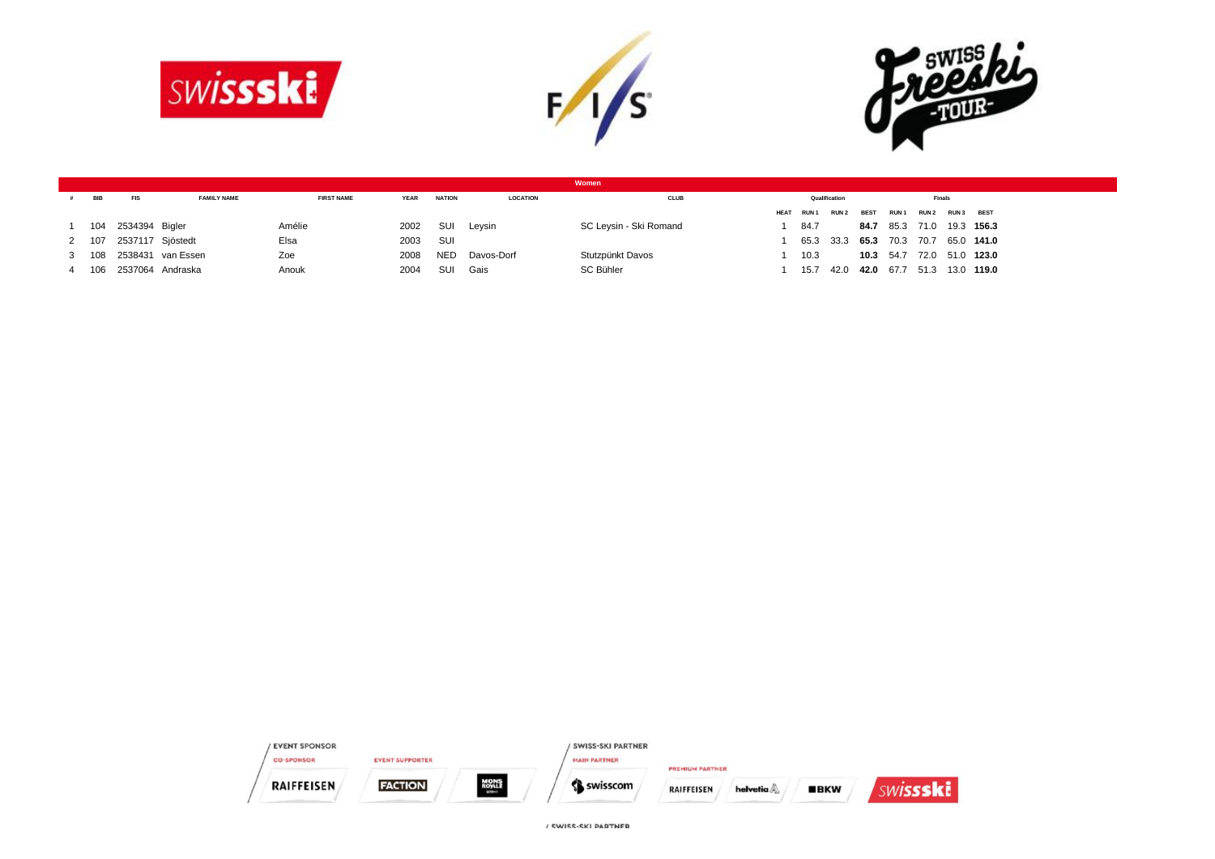| Women | | | | | | | | | | | | | | | | | | |
|---|---|---|---|---|---|---|---|---|---|---|---|---|---|---|---|---|---|---|
| # | BIB | FIS | FAMILY NAME | FIRST NAME | YEAR | NATION | LOCATION | CLUB | | Qualification | | | | Finals | | | | |
| | | | | | | | | | HEAT | RUN 1 | RUN 2 | BEST | | RUN 1 | RUN 2 | RUN 3 | BEST |
| 1 | 104 | 2534394 | Bigler | Amélie | 2002 | SUI | Leysin | SC Leysin - Ski Romand | 1 | 84.7 | | **84.7** | | 85.3 | 71.0 | 19.3 | **156.3** |
| 2 | 107 | 2537117 | Sjöstedt | Elsa | 2003 | SUI | | | 1 | 65.3 | 33.3 | **65.3** | | 70.3 | 70.7 | 65.0 | **141.0** |
| 3 | 108 | 2538431 | van Essen | Zoe | 2008 | NED | Davos-Dorf | Stutzpünkt Davos | 1 | 10.3 | | **10.3** | | 54.7 | 72.0 | 51.0 | **123.0** |
| 4 | 106 | 2537064 | Andraska | Anouk | 2004 | SUI | Gais | SC Bühler | 1 | 15.7 | 42.0 | **42.0** | | 67.7 | 51.3 | 13.0 | **119.0** |

EVENT SPONSOR
CO-SPONSOR
RAIFFEISEN
EVENT SUPPORTER
FACTION
MONS ROYALE

SWISS-SKI PARTNER
MAIN PARTNER
swisscom
PREMIUM PARTNER
RAIFFEISEN
helvetia
BKW
swissski